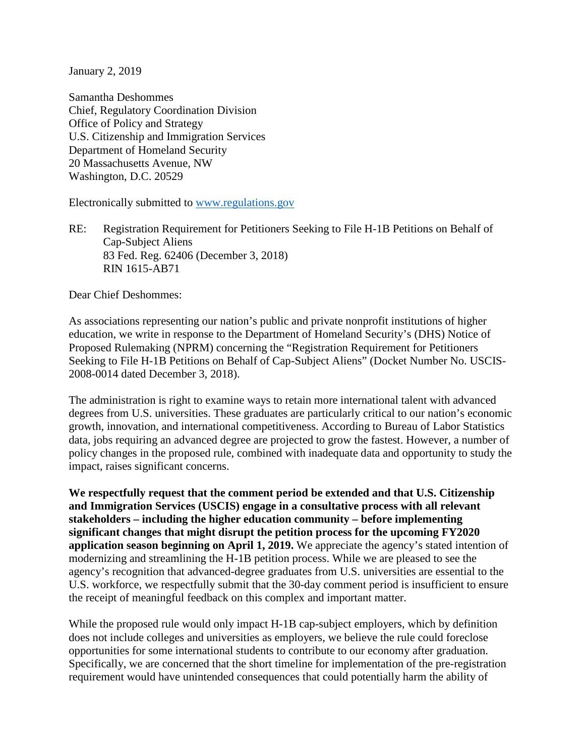January 2, 2019

Samantha Deshommes
Chief, Regulatory Coordination Division
Office of Policy and Strategy
U.S. Citizenship and Immigration Services
Department of Homeland Security
20 Massachusetts Avenue, NW
Washington, D.C. 20529

Electronically submitted to [www.regulations.gov](www.regulations.gov)

RE: Registration Requirement for Petitioners Seeking to File H-1B Petitions on Behalf of Cap-Subject Aliens
83 Fed. Reg. 62406 (December 3, 2018)
RIN 1615-AB71

Dear Chief Deshommes:

As associations representing our nation's public and private nonprofit institutions of higher education, we write in response to the Department of Homeland Security's (DHS) Notice of Proposed Rulemaking (NPRM) concerning the "Registration Requirement for Petitioners Seeking to File H-1B Petitions on Behalf of Cap-Subject Aliens" (Docket Number No. USCIS-2008-0014 dated December 3, 2018).

The administration is right to examine ways to retain more international talent with advanced degrees from U.S. universities. These graduates are particularly critical to our nation's economic growth, innovation, and international competitiveness. According to Bureau of Labor Statistics data, jobs requiring an advanced degree are projected to grow the fastest. However, a number of policy changes in the proposed rule, combined with inadequate data and opportunity to study the impact, raises significant concerns.

**We respectfully request that the comment period be extended and that U.S. Citizenship and Immigration Services (USCIS) engage in a consultative process with all relevant stakeholders – including the higher education community – before implementing significant changes that might disrupt the petition process for the upcoming FY2020 application season beginning on April 1, 2019.** We appreciate the agency's stated intention of modernizing and streamlining the H-1B petition process. While we are pleased to see the agency's recognition that advanced-degree graduates from U.S. universities are essential to the U.S. workforce, we respectfully submit that the 30-day comment period is insufficient to ensure the receipt of meaningful feedback on this complex and important matter.

While the proposed rule would only impact H-1B cap-subject employers, which by definition does not include colleges and universities as employers, we believe the rule could foreclose opportunities for some international students to contribute to our economy after graduation. Specifically, we are concerned that the short timeline for implementation of the pre-registration requirement would have unintended consequences that could potentially harm the ability of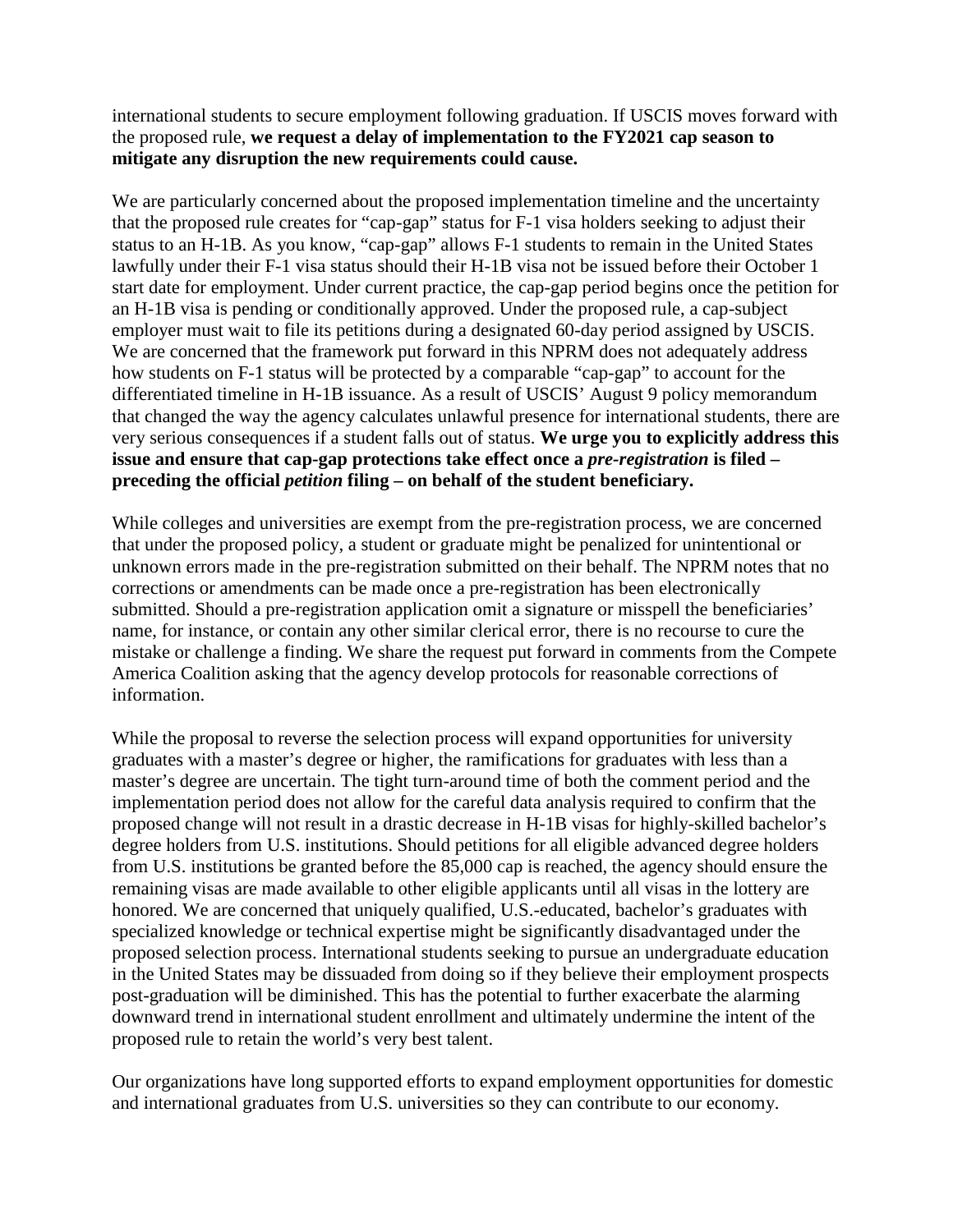international students to secure employment following graduation. If USCIS moves forward with the proposed rule, **we request a delay of implementation to the FY2021 cap season to mitigate any disruption the new requirements could cause.**

We are particularly concerned about the proposed implementation timeline and the uncertainty that the proposed rule creates for "cap-gap" status for F-1 visa holders seeking to adjust their status to an H-1B. As you know, "cap-gap" allows F-1 students to remain in the United States lawfully under their F-1 visa status should their H-1B visa not be issued before their October 1 start date for employment. Under current practice, the cap-gap period begins once the petition for an H-1B visa is pending or conditionally approved. Under the proposed rule, a cap-subject employer must wait to file its petitions during a designated 60-day period assigned by USCIS. We are concerned that the framework put forward in this NPRM does not adequately address how students on F-1 status will be protected by a comparable "cap-gap" to account for the differentiated timeline in H-1B issuance. As a result of USCIS' August 9 policy memorandum that changed the way the agency calculates unlawful presence for international students, there are very serious consequences if a student falls out of status. **We urge you to explicitly address this issue and ensure that cap-gap protections take effect once a *pre-registration* is filed – preceding the official *petition* filing – on behalf of the student beneficiary.**

While colleges and universities are exempt from the pre-registration process, we are concerned that under the proposed policy, a student or graduate might be penalized for unintentional or unknown errors made in the pre-registration submitted on their behalf. The NPRM notes that no corrections or amendments can be made once a pre-registration has been electronically submitted. Should a pre-registration application omit a signature or misspell the beneficiaries' name, for instance, or contain any other similar clerical error, there is no recourse to cure the mistake or challenge a finding. We share the request put forward in comments from the Compete America Coalition asking that the agency develop protocols for reasonable corrections of information.

While the proposal to reverse the selection process will expand opportunities for university graduates with a master's degree or higher, the ramifications for graduates with less than a master's degree are uncertain. The tight turn-around time of both the comment period and the implementation period does not allow for the careful data analysis required to confirm that the proposed change will not result in a drastic decrease in H-1B visas for highly-skilled bachelor's degree holders from U.S. institutions. Should petitions for all eligible advanced degree holders from U.S. institutions be granted before the 85,000 cap is reached, the agency should ensure the remaining visas are made available to other eligible applicants until all visas in the lottery are honored. We are concerned that uniquely qualified, U.S.-educated, bachelor's graduates with specialized knowledge or technical expertise might be significantly disadvantaged under the proposed selection process. International students seeking to pursue an undergraduate education in the United States may be dissuaded from doing so if they believe their employment prospects post-graduation will be diminished. This has the potential to further exacerbate the alarming downward trend in international student enrollment and ultimately undermine the intent of the proposed rule to retain the world's very best talent.

Our organizations have long supported efforts to expand employment opportunities for domestic and international graduates from U.S. universities so they can contribute to our economy.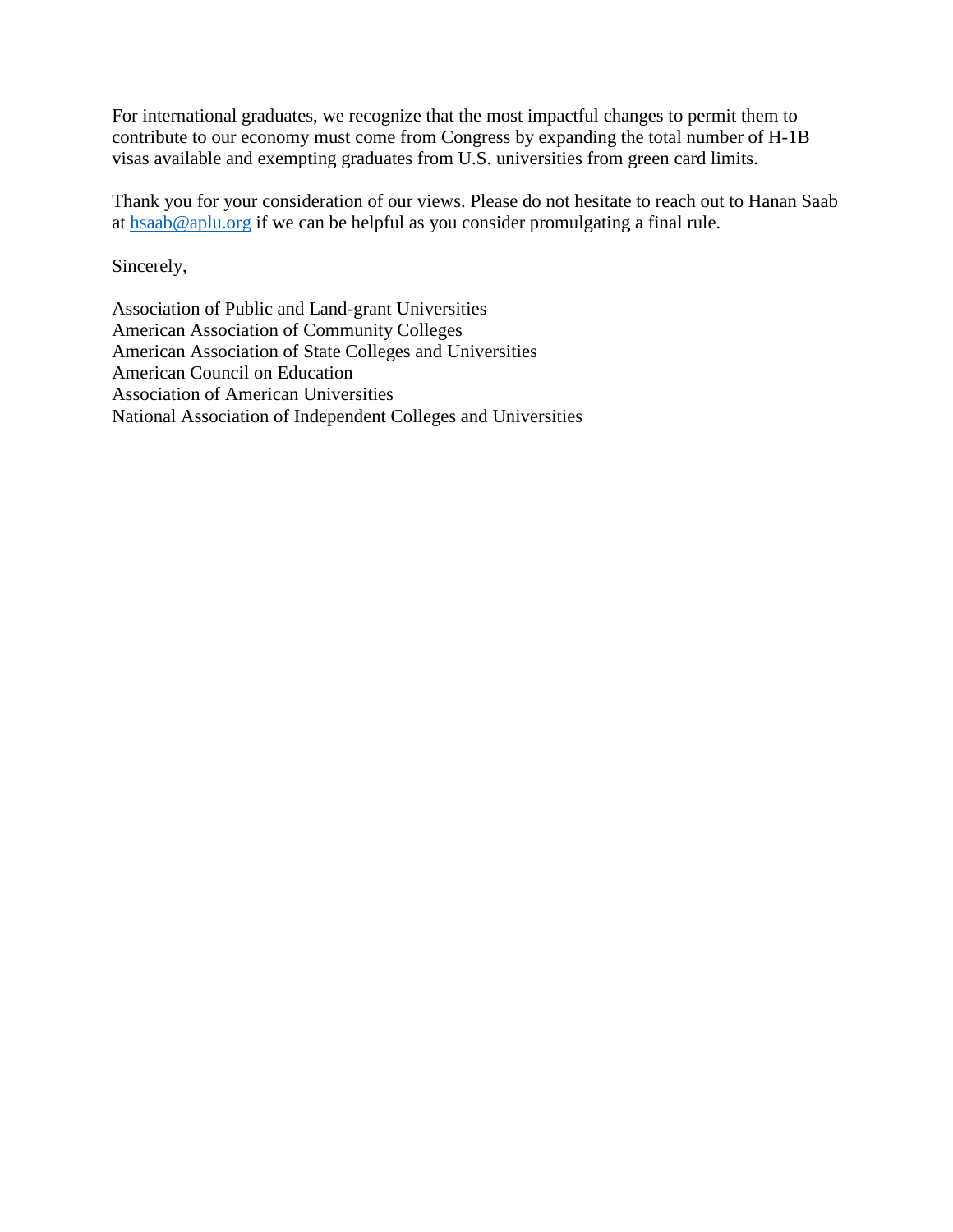For international graduates, we recognize that the most impactful changes to permit them to contribute to our economy must come from Congress by expanding the total number of H-1B visas available and exempting graduates from U.S. universities from green card limits.

Thank you for your consideration of our views. Please do not hesitate to reach out to Hanan Saab at hsaab@aplu.org if we can be helpful as you consider promulgating a final rule.

Sincerely,

Association of Public and Land-grant Universities
American Association of Community Colleges
American Association of State Colleges and Universities
American Council on Education
Association of American Universities
National Association of Independent Colleges and Universities